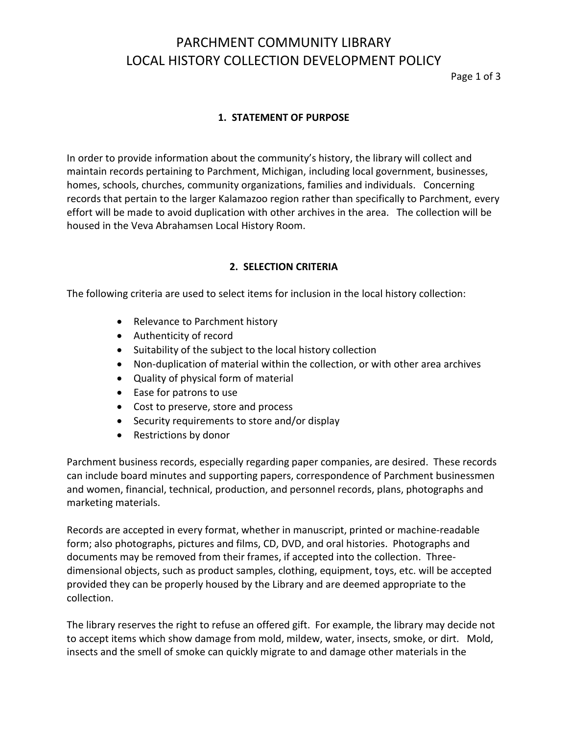# PARCHMENT COMMUNITY LIBRARY
# LOCAL HISTORY COLLECTION DEVELOPMENT POLICY

## 1. STATEMENT OF PURPOSE

In order to provide information about the community's history, the library will collect and maintain records pertaining to Parchment, Michigan, including local government, businesses, homes, schools, churches, community organizations, families and individuals. Concerning records that pertain to the larger Kalamazoo region rather than specifically to Parchment, every effort will be made to avoid duplication with other archives in the area. The collection will be housed in the Veva Abrahamsen Local History Room.

## 2. SELECTION CRITERIA

The following criteria are used to select items for inclusion in the local history collection:

- Relevance to Parchment history
- Authenticity of record
- Suitability of the subject to the local history collection
- Non-duplication of material within the collection, or with other area archives
- Quality of physical form of material
- Ease for patrons to use
- Cost to preserve, store and process
- Security requirements to store and/or display
- Restrictions by donor

Parchment business records, especially regarding paper companies, are desired. These records can include board minutes and supporting papers, correspondence of Parchment businessmen and women, financial, technical, production, and personnel records, plans, photographs and marketing materials.

Records are accepted in every format, whether in manuscript, printed or machine-readable form; also photographs, pictures and films, CD, DVD, and oral histories. Photographs and documents may be removed from their frames, if accepted into the collection. Three-dimensional objects, such as product samples, clothing, equipment, toys, etc. will be accepted provided they can be properly housed by the Library and are deemed appropriate to the collection.

The library reserves the right to refuse an offered gift. For example, the library may decide not to accept items which show damage from mold, mildew, water, insects, smoke, or dirt. Mold, insects and the smell of smoke can quickly migrate to and damage other materials in the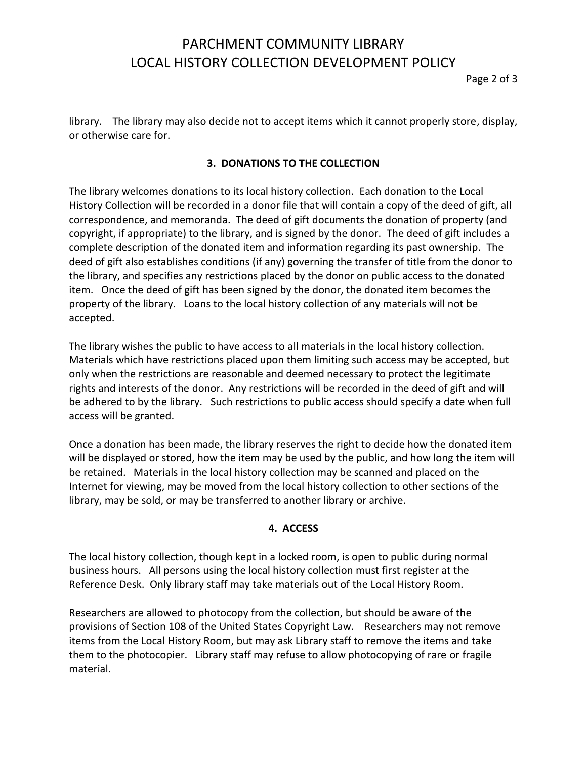library. The library may also decide not to accept items which it cannot properly store, display, or otherwise care for.

## 3. DONATIONS TO THE COLLECTION

The library welcomes donations to its local history collection. Each donation to the Local History Collection will be recorded in a donor file that will contain a copy of the deed of gift, all correspondence, and memoranda. The deed of gift documents the donation of property (and copyright, if appropriate) to the library, and is signed by the donor. The deed of gift includes a complete description of the donated item and information regarding its past ownership. The deed of gift also establishes conditions (if any) governing the transfer of title from the donor to the library, and specifies any restrictions placed by the donor on public access to the donated item. Once the deed of gift has been signed by the donor, the donated item becomes the property of the library. Loans to the local history collection of any materials will not be accepted.

The library wishes the public to have access to all materials in the local history collection. Materials which have restrictions placed upon them limiting such access may be accepted, but only when the restrictions are reasonable and deemed necessary to protect the legitimate rights and interests of the donor. Any restrictions will be recorded in the deed of gift and will be adhered to by the library. Such restrictions to public access should specify a date when full access will be granted.

Once a donation has been made, the library reserves the right to decide how the donated item will be displayed or stored, how the item may be used by the public, and how long the item will be retained. Materials in the local history collection may be scanned and placed on the Internet for viewing, may be moved from the local history collection to other sections of the library, may be sold, or may be transferred to another library or archive.

## 4. ACCESS

The local history collection, though kept in a locked room, is open to public during normal business hours. All persons using the local history collection must first register at the Reference Desk. Only library staff may take materials out of the Local History Room.

Researchers are allowed to photocopy from the collection, but should be aware of the provisions of Section 108 of the United States Copyright Law. Researchers may not remove items from the Local History Room, but may ask Library staff to remove the items and take them to the photocopier. Library staff may refuse to allow photocopying of rare or fragile material.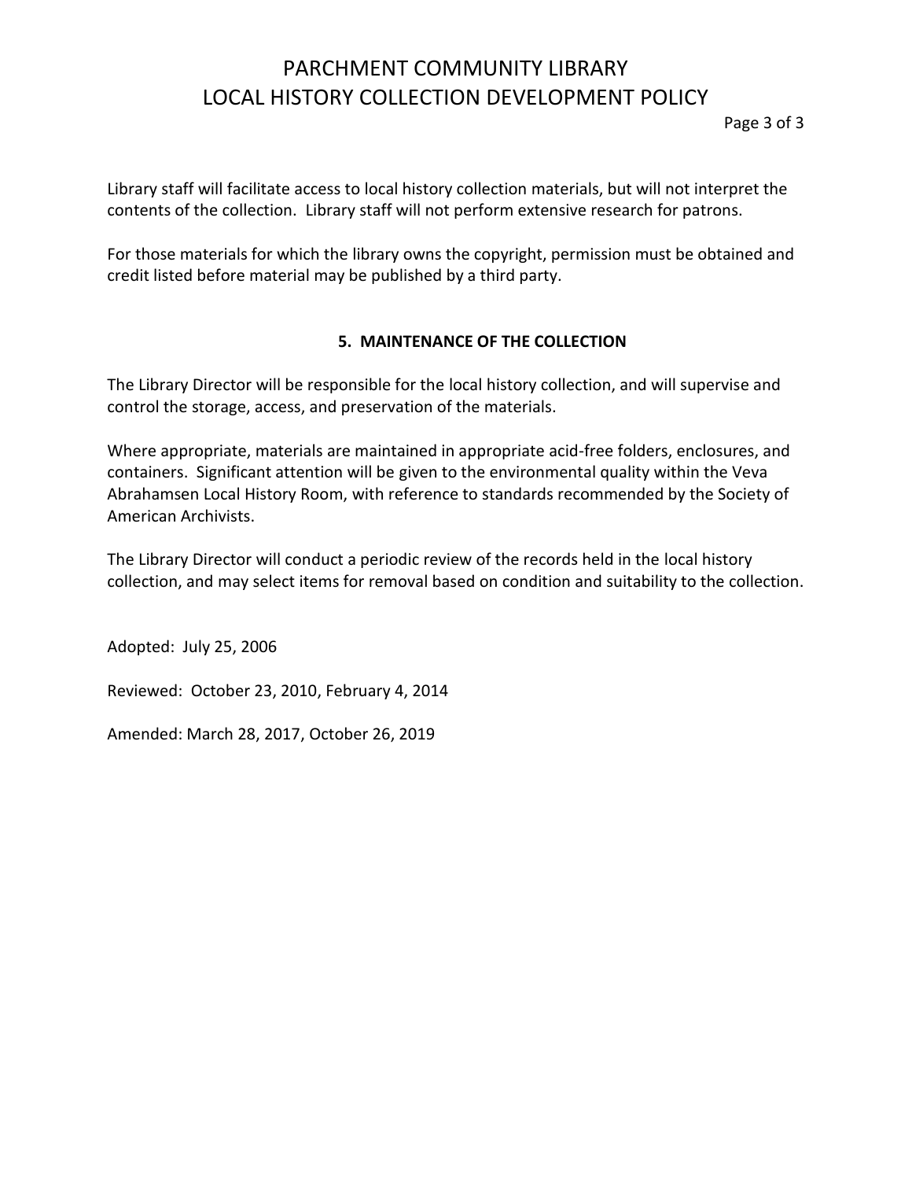Library staff will facilitate access to local history collection materials, but will not interpret the contents of the collection. Library staff will not perform extensive research for patrons.

For those materials for which the library owns the copyright, permission must be obtained and credit listed before material may be published by a third party.

## 5. MAINTENANCE OF THE COLLECTION

The Library Director will be responsible for the local history collection, and will supervise and control the storage, access, and preservation of the materials.

Where appropriate, materials are maintained in appropriate acid-free folders, enclosures, and containers. Significant attention will be given to the environmental quality within the Veva Abrahamsen Local History Room, with reference to standards recommended by the Society of American Archivists.

The Library Director will conduct a periodic review of the records held in the local history collection, and may select items for removal based on condition and suitability to the collection.

Adopted: July 25, 2006

Reviewed: October 23, 2010, February 4, 2014

Amended: March 28, 2017, October 26, 2019